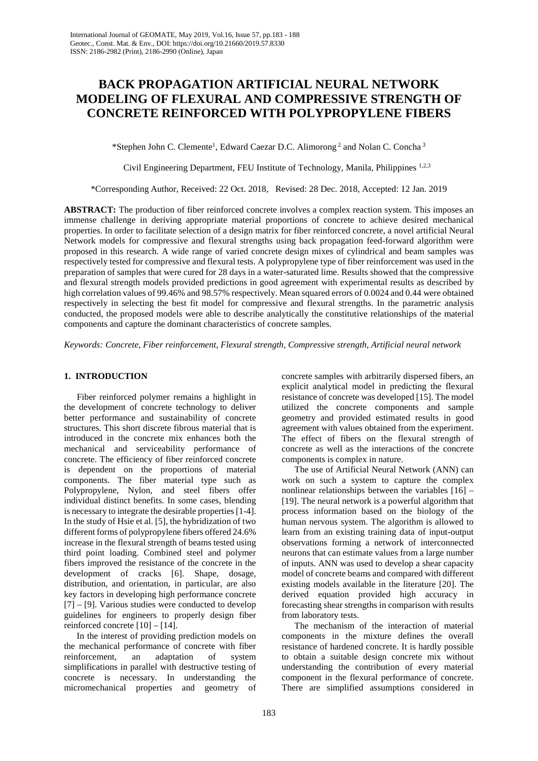# BACK PROPAGATION ARTIFICIAL NEURAL NETWORK MODELING OF FLEXURAL AND COMPRESSIVE STRENGTH OF CONCRETE REINFORCED WITH POLYPROPYLENE FIBERS

*Stephen John C. Clemente[1], Edward Caezar D.C. Alimorong [2] and Nolan C. Concha [3]

Civil Engineering Department, FEU Institute of Technology, Manila, Philippines [1,2,3]

*Corresponding Author, Received: 22 Oct. 2018, Revised: 28 Dec. 2018, Accepted: 12 Jan. 2019

**ABSTRACT:** The production of fiber reinforced concrete involves a complex reaction system. This imposes an immense challenge in deriving appropriate material proportions of concrete to achieve desired mechanical properties. In order to facilitate selection of a design matrix for fiber reinforced concrete, a novel artificial Neural Network models for compressive and flexural strengths using back propagation feed-forward algorithm were proposed in this research. A wide range of varied concrete design mixes of cylindrical and beam samples was respectively tested for compressive and flexural tests. A polypropylene type of fiber reinforcement was used in the preparation of samples that were cured for 28 days in a water-saturated lime. Results showed that the compressive and flexural strength models provided predictions in good agreement with experimental results as described by high correlation values of 99.46% and 98.57% respectively. Mean squared errors of 0.0024 and 0.44 were obtained respectively in selecting the best fit model for compressive and flexural strengths. In the parametric analysis conducted, the proposed models were able to describe analytically the constitutive relationships of the material components and capture the dominant characteristics of concrete samples.

*Keywords: Concrete, Fiber reinforcement, Flexural strength, Compressive strength, Artificial neural network*

## 1. INTRODUCTION

Fiber reinforced polymer remains a highlight in the development of concrete technology to deliver better performance and sustainability of concrete structures. This short discrete fibrous material that is introduced in the concrete mix enhances both the mechanical and serviceability performance of concrete. The efficiency of fiber reinforced concrete is dependent on the proportions of material components. The fiber material type such as Polypropylene, Nylon, and steel fibers offer individual distinct benefits. In some cases, blending is necessary to integrate the desirable properties [1-4]. In the study of Hsie et al. [5], the hybridization of two different forms of polypropylene fibers offered 24.6% increase in the flexural strength of beams tested using third point loading. Combined steel and polymer fibers improved the resistance of the concrete in the development of cracks [6]. Shape, dosage, distribution, and orientation, in particular, are also key factors in developing high performance concrete [7] – [9]. Various studies were conducted to develop guidelines for engineers to properly design fiber reinforced concrete [10] – [14].

In the interest of providing prediction models on the mechanical performance of concrete with fiber reinforcement, an adaptation of system simplifications in parallel with destructive testing of concrete is necessary. In understanding the micromechanical properties and geometry of concrete samples with arbitrarily dispersed fibers, an explicit analytical model in predicting the flexural resistance of concrete was developed [15]. The model utilized the concrete components and sample geometry and provided estimated results in good agreement with values obtained from the experiment. The effect of fibers on the flexural strength of concrete as well as the interactions of the concrete components is complex in nature.

The use of Artificial Neural Network (ANN) can work on such a system to capture the complex nonlinear relationships between the variables [16] – [19]. The neural network is a powerful algorithm that process information based on the biology of the human nervous system. The algorithm is allowed to learn from an existing training data of input-output observations forming a network of interconnected neurons that can estimate values from a large number of inputs. ANN was used to develop a shear capacity model of concrete beams and compared with different existing models available in the literature [20]. The derived equation provided high accuracy in forecasting shear strengths in comparison with results from laboratory tests.

The mechanism of the interaction of material components in the mixture defines the overall resistance of hardened concrete. It is hardly possible to obtain a suitable design concrete mix without understanding the contribution of every material component in the flexural performance of concrete. There are simplified assumptions considered in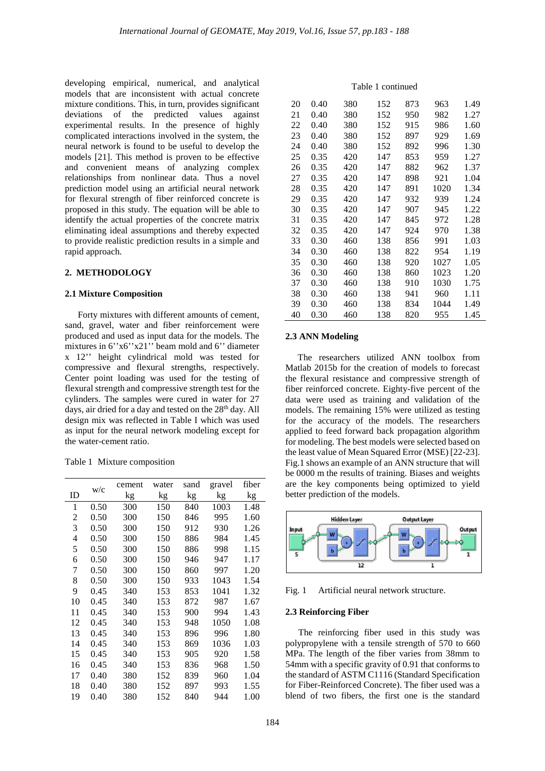developing empirical, numerical, and analytical models that are inconsistent with actual concrete mixture conditions. This, in turn, provides significant deviations of the predicted values against experimental results. In the presence of highly complicated interactions involved in the system, the neural network is found to be useful to develop the models [21]. This method is proven to be effective and convenient means of analyzing complex relationships from nonlinear data. Thus a novel prediction model using an artificial neural network for flexural strength of fiber reinforced concrete is proposed in this study. The equation will be able to identify the actual properties of the concrete matrix eliminating ideal assumptions and thereby expected to provide realistic prediction results in a simple and rapid approach.

## 2. METHODOLOGY

### 2.1 Mixture Composition

Forty mixtures with different amounts of cement, sand, gravel, water and fiber reinforcement were produced and used as input data for the models. The mixtures in 6''x6''x21'' beam mold and 6'' diameter x 12'' height cylindrical mold was tested for compressive and flexural strengths, respectively. Center point loading was used for the testing of flexural strength and compressive strength test for the cylinders. The samples were cured in water for 27 days, air dried for a day and tested on the 28th day. All design mix was reflected in Table I which was used as input for the neural network modeling except for the water-cement ratio.

Table 1 Mixture composition

| ID | w/c | cement kg | water kg | sand kg | gravel kg | fiber kg |
|---|---|---|---|---|---|---|
| 1 | 0.50 | 300 | 150 | 840 | 1003 | 1.48 |
| 2 | 0.50 | 300 | 150 | 846 | 995 | 1.60 |
| 3 | 0.50 | 300 | 150 | 912 | 930 | 1.26 |
| 4 | 0.50 | 300 | 150 | 886 | 984 | 1.45 |
| 5 | 0.50 | 300 | 150 | 886 | 998 | 1.15 |
| 6 | 0.50 | 300 | 150 | 946 | 947 | 1.17 |
| 7 | 0.50 | 300 | 150 | 860 | 997 | 1.20 |
| 8 | 0.50 | 300 | 150 | 933 | 1043 | 1.54 |
| 9 | 0.45 | 340 | 153 | 853 | 1041 | 1.32 |
| 10 | 0.45 | 340 | 153 | 872 | 987 | 1.67 |
| 11 | 0.45 | 340 | 153 | 900 | 994 | 1.43 |
| 12 | 0.45 | 340 | 153 | 948 | 1050 | 1.08 |
| 13 | 0.45 | 340 | 153 | 896 | 996 | 1.80 |
| 14 | 0.45 | 340 | 153 | 869 | 1036 | 1.03 |
| 15 | 0.45 | 340 | 153 | 905 | 920 | 1.58 |
| 16 | 0.45 | 340 | 153 | 836 | 968 | 1.50 |
| 17 | 0.40 | 380 | 152 | 839 | 960 | 1.04 |
| 18 | 0.40 | 380 | 152 | 897 | 993 | 1.55 |
| 19 | 0.40 | 380 | 152 | 840 | 944 | 1.00 |
| 20 | 0.40 | 380 | 152 | 873 | 963 | 1.49 |
| 21 | 0.40 | 380 | 152 | 950 | 982 | 1.27 |
| 22 | 0.40 | 380 | 152 | 915 | 986 | 1.60 |
| 23 | 0.40 | 380 | 152 | 897 | 929 | 1.69 |
| 24 | 0.40 | 380 | 152 | 892 | 996 | 1.30 |
| 25 | 0.35 | 420 | 147 | 853 | 959 | 1.27 |
| 26 | 0.35 | 420 | 147 | 882 | 962 | 1.37 |
| 27 | 0.35 | 420 | 147 | 898 | 921 | 1.04 |
| 28 | 0.35 | 420 | 147 | 891 | 1020 | 1.34 |
| 29 | 0.35 | 420 | 147 | 932 | 939 | 1.24 |
| 30 | 0.35 | 420 | 147 | 907 | 945 | 1.22 |
| 31 | 0.35 | 420 | 147 | 845 | 972 | 1.28 |
| 32 | 0.35 | 420 | 147 | 924 | 970 | 1.38 |
| 33 | 0.30 | 460 | 138 | 856 | 991 | 1.03 |
| 34 | 0.30 | 460 | 138 | 822 | 954 | 1.19 |
| 35 | 0.30 | 460 | 138 | 920 | 1027 | 1.05 |
| 36 | 0.30 | 460 | 138 | 860 | 1023 | 1.20 |
| 37 | 0.30 | 460 | 138 | 910 | 1030 | 1.75 |
| 38 | 0.30 | 460 | 138 | 941 | 960 | 1.11 |
| 39 | 0.30 | 460 | 138 | 834 | 1044 | 1.49 |
| 40 | 0.30 | 460 | 138 | 820 | 955 | 1.45 |

### 2.3 ANN Modeling

The researchers utilized ANN toolbox from Matlab 2015b for the creation of models to forecast the flexural resistance and compressive strength of fiber reinforced concrete. Eighty-five percent of the data were used as training and validation of the models. The remaining 15% were utilized as testing for the accuracy of the models. The researchers applied to feed forward back propagation algorithm for modeling. The best models were selected based on the least value of Mean Squared Error (MSE) [22-23]. Fig.1 shows an example of an ANN structure that will be 0000 m the results of training. Biases and weights are the key components being optimized to yield better prediction of the models.

Fig. 1 Artificial neural network structure.

### 2.3 Reinforcing Fiber

The reinforcing fiber used in this study was polypropylene with a tensile strength of 570 to 660 MPa. The length of the fiber varies from 38mm to 54mm with a specific gravity of 0.91 that conforms to the standard of ASTM C1116 (Standard Specification for Fiber-Reinforced Concrete). The fiber used was a blend of two fibers, the first one is the standard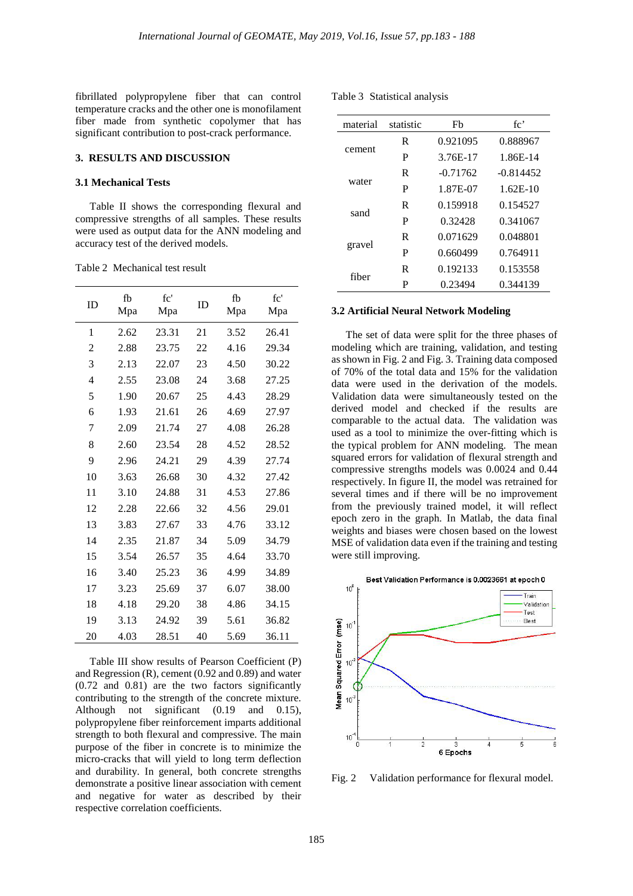fibrillated polypropylene fiber that can control temperature cracks and the other one is monofilament fiber made from synthetic copolymer that has significant contribution to post-crack performance.

## 3. RESULTS AND DISCUSSION

### 3.1 Mechanical Tests

Table II shows the corresponding flexural and compressive strengths of all samples. These results were used as output data for the ANN modeling and accuracy test of the derived models.

Table 2 Mechanical test result

| ID | fb Mpa | fc' Mpa | ID | fb Mpa | fc' Mpa |
|---|---|---|---|---|---|
| 1 | 2.62 | 23.31 | 21 | 3.52 | 26.41 |
| 2 | 2.88 | 23.75 | 22 | 4.16 | 29.34 |
| 3 | 2.13 | 22.07 | 23 | 4.50 | 30.22 |
| 4 | 2.55 | 23.08 | 24 | 3.68 | 27.25 |
| 5 | 1.90 | 20.67 | 25 | 4.43 | 28.29 |
| 6 | 1.93 | 21.61 | 26 | 4.69 | 27.97 |
| 7 | 2.09 | 21.74 | 27 | 4.08 | 26.28 |
| 8 | 2.60 | 23.54 | 28 | 4.52 | 28.52 |
| 9 | 2.96 | 24.21 | 29 | 4.39 | 27.74 |
| 10 | 3.63 | 26.68 | 30 | 4.32 | 27.42 |
| 11 | 3.10 | 24.88 | 31 | 4.53 | 27.86 |
| 12 | 2.28 | 22.66 | 32 | 4.56 | 29.01 |
| 13 | 3.83 | 27.67 | 33 | 4.76 | 33.12 |
| 14 | 2.35 | 21.87 | 34 | 5.09 | 34.79 |
| 15 | 3.54 | 26.57 | 35 | 4.64 | 33.70 |
| 16 | 3.40 | 25.23 | 36 | 4.99 | 34.89 |
| 17 | 3.23 | 25.69 | 37 | 6.07 | 38.00 |
| 18 | 4.18 | 29.20 | 38 | 4.86 | 34.15 |
| 19 | 3.13 | 24.92 | 39 | 5.61 | 36.82 |
| 20 | 4.03 | 28.51 | 40 | 5.69 | 36.11 |

Table III show results of Pearson Coefficient (P) and Regression (R), cement (0.92 and 0.89) and water (0.72 and 0.81) are the two factors significantly contributing to the strength of the concrete mixture. Although not significant (0.19 and 0.15), polypropylene fiber reinforcement imparts additional strength to both flexural and compressive. The main purpose of the fiber in concrete is to minimize the micro-cracks that will yield to long term deflection and durability. In general, both concrete strengths demonstrate a positive linear association with cement and negative for water as described by their respective correlation coefficients.

Table 3 Statistical analysis

| material | statistic | Fb | fc' |
|---|---|---|---|
| cement | R | 0.921095 | 0.888967 |
| | P | 3.76E-17 | 1.86E-14 |
| water | R | -0.71762 | -0.814452 |
| | P | 1.87E-07 | 1.62E-10 |
| sand | R | 0.159918 | 0.154527 |
| | P | 0.32428 | 0.341067 |
| gravel | R | 0.071629 | 0.048801 |
| | P | 0.660499 | 0.764911 |
| fiber | R | 0.192133 | 0.153558 |
| | P | 0.23494 | 0.344139 |

### 3.2 Artificial Neural Network Modeling

The set of data were split for the three phases of modeling which are training, validation, and testing as shown in Fig. 2 and Fig. 3. Training data composed of 70% of the total data and 15% for the validation data were used in the derivation of the models. Validation data were simultaneously tested on the derived model and checked if the results are comparable to the actual data. The validation was used as a tool to minimize the over-fitting which is the typical problem for ANN modeling. The mean squared errors for validation of flexural strength and compressive strengths models was 0.0024 and 0.44 respectively. In figure II, the model was retrained for several times and if there will be no improvement from the previously trained model, it will reflect epoch zero in the graph. In Matlab, the data final weights and biases were chosen based on the lowest MSE of validation data even if the training and testing were still improving.

Fig. 2 Validation performance for flexural model.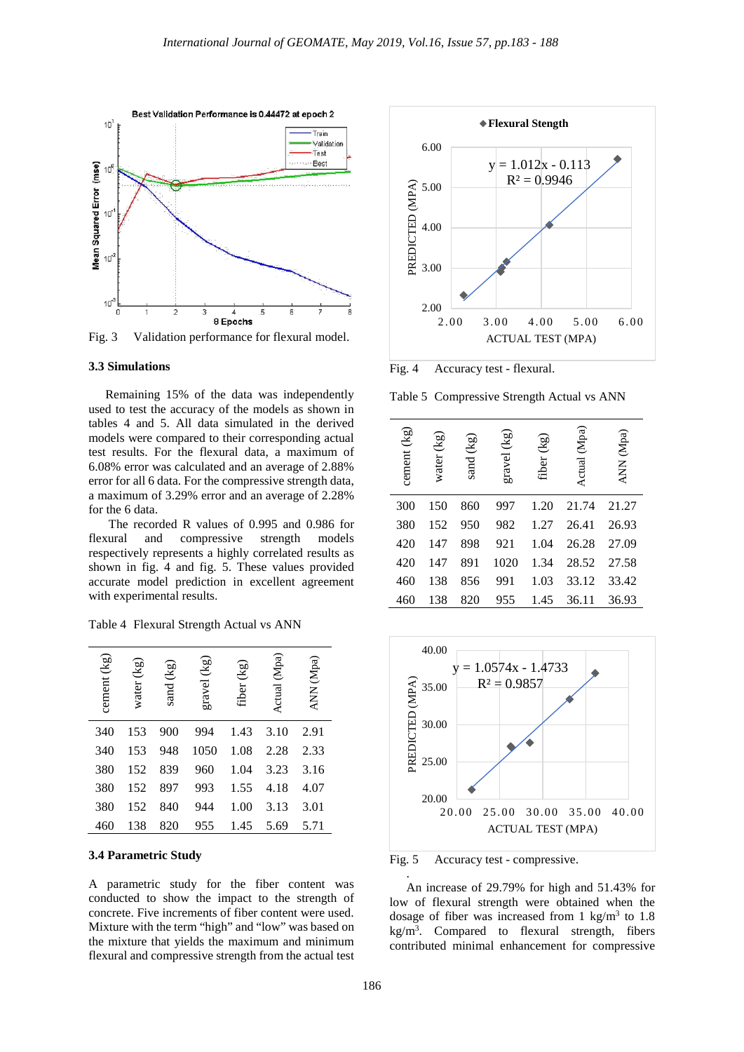Fig. 3 Validation performance for flexural model.

### 3.3 Simulations

Remaining 15% of the data was independently used to test the accuracy of the models as shown in tables 4 and 5. All data simulated in the derived models were compared to their corresponding actual test results. For the flexural data, a maximum of 6.08% error was calculated and an average of 2.88% error for all 6 data. For the compressive strength data, a maximum of 3.29% error and an average of 2.28% for the 6 data.

The recorded R values of 0.995 and 0.986 for flexural and compressive strength models respectively represents a highly correlated results as shown in fig. 4 and fig. 5. These values provided accurate model prediction in excellent agreement with experimental results.

Table 4 Flexural Strength Actual vs ANN

| cement (kg) | water (kg) | sand (kg) | gravel (kg) | fiber (kg) | Actual (Mpa) | ANN (Mpa) |
|---|---|---|---|---|---|---|
| 340 | 153 | 900 | 994 | 1.43 | 3.10 | 2.91 |
| 340 | 153 | 948 | 1050 | 1.08 | 2.28 | 2.33 |
| 380 | 152 | 839 | 960 | 1.04 | 3.23 | 3.16 |
| 380 | 152 | 897 | 993 | 1.55 | 4.18 | 4.07 |
| 380 | 152 | 840 | 944 | 1.00 | 3.13 | 3.01 |
| 460 | 138 | 820 | 955 | 1.45 | 5.69 | 5.71 |

### 3.4 Parametric Study

A parametric study for the fiber content was conducted to show the impact to the strength of concrete. Five increments of fiber content were used. Mixture with the term "high" and "low" was based on the mixture that yields the maximum and minimum flexural and compressive strength from the actual test

Fig. 4 Accuracy test - flexural.

Table 5 Compressive Strength Actual vs ANN

| cement (kg) | water (kg) | sand (kg) | gravel (kg) | fiber (kg) | Actual (Mpa) | ANN (Mpa) |
|---|---|---|---|---|---|---|
| 300 | 150 | 860 | 997 | 1.20 | 21.74 | 21.27 |
| 380 | 152 | 950 | 982 | 1.27 | 26.41 | 26.93 |
| 420 | 147 | 898 | 921 | 1.04 | 26.28 | 27.09 |
| 420 | 147 | 891 | 1020 | 1.34 | 28.52 | 27.58 |
| 460 | 138 | 856 | 991 | 1.03 | 33.12 | 33.42 |
| 460 | 138 | 820 | 955 | 1.45 | 36.11 | 36.93 |

Fig. 5 Accuracy test - compressive.

An increase of 29.79% for high and 51.43% for low of flexural strength were obtained when the dosage of fiber was increased from 1 kg/m$^3$ to 1.8 kg/m$^3$. Compared to flexural strength, fibers contributed minimal enhancement for compressive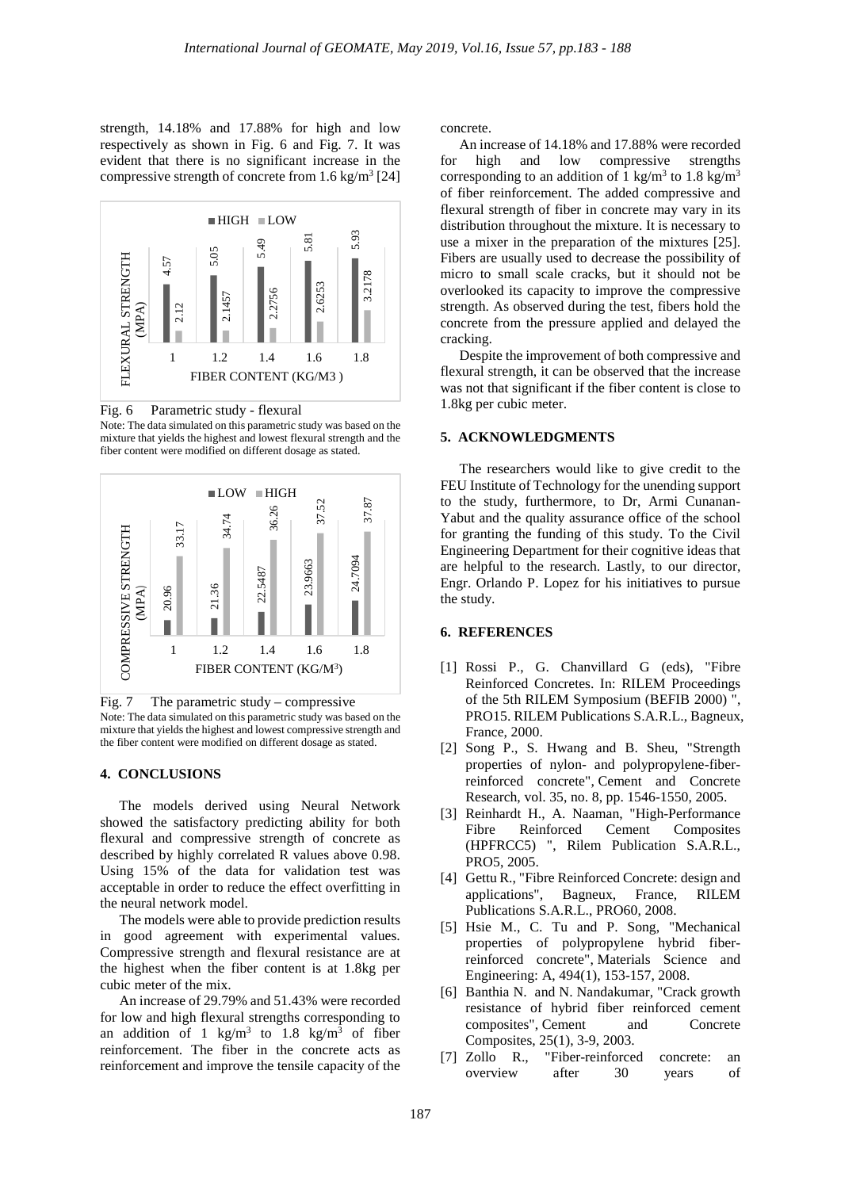strength, 14.18% and 17.88% for high and low respectively as shown in Fig. 6 and Fig. 7. It was evident that there is no significant increase in the compressive strength of concrete from 1.6 kg/m$^3$ [24]

Fig. 6 Parametric study - flexural

Note: The data simulated on this parametric study was based on the mixture that yields the highest and lowest flexural strength and the fiber content were modified on different dosage as stated.

Fig. 7 The parametric study – compressive

Note: The data simulated on this parametric study was based on the mixture that yields the highest and lowest compressive strength and the fiber content were modified on different dosage as stated.

## 4. CONCLUSIONS

The models derived using Neural Network showed the satisfactory predicting ability for both flexural and compressive strength of concrete as described by highly correlated R values above 0.98. Using 15% of the data for validation test was acceptable in order to reduce the effect overfitting in the neural network model.

The models were able to provide prediction results in good agreement with experimental values. Compressive strength and flexural resistance are at the highest when the fiber content is at 1.8kg per cubic meter of the mix.

An increase of 29.79% and 51.43% were recorded for low and high flexural strengths corresponding to an addition of 1 kg/m$^3$ to 1.8 kg/m$^3$ of fiber reinforcement. The fiber in the concrete acts as reinforcement and improve the tensile capacity of the concrete.

An increase of 14.18% and 17.88% were recorded for high and low compressive strengths corresponding to an addition of 1 kg/m$^3$ to 1.8 kg/m$^3$ of fiber reinforcement. The added compressive and flexural strength of fiber in concrete may vary in its distribution throughout the mixture. It is necessary to use a mixer in the preparation of the mixtures [25]. Fibers are usually used to decrease the possibility of micro to small scale cracks, but it should not be overlooked its capacity to improve the compressive strength. As observed during the test, fibers hold the concrete from the pressure applied and delayed the cracking.

Despite the improvement of both compressive and flexural strength, it can be observed that the increase was not that significant if the fiber content is close to 1.8kg per cubic meter.

## 5. ACKNOWLEDGMENTS

The researchers would like to give credit to the FEU Institute of Technology for the unending support to the study, furthermore, to Dr, Armi Cunanan-Yabut and the quality assurance office of the school for granting the funding of this study. To the Civil Engineering Department for their cognitive ideas that are helpful to the research. Lastly, to our director, Engr. Orlando P. Lopez for his initiatives to pursue the study.

## 6. REFERENCES

[1] Rossi P., G. Chanvillard G (eds), "Fibre Reinforced Concretes. In: RILEM Proceedings of the 5th RILEM Symposium (BEFIB 2000) ", PRO15. RILEM Publications S.A.R.L., Bagneux, France, 2000.

[2] Song P., S. Hwang and B. Sheu, "Strength properties of nylon- and polypropylene-fiber-reinforced concrete", Cement and Concrete Research, vol. 35, no. 8, pp. 1546-1550, 2005.

[3] Reinhardt H., A. Naaman, "High-Performance Fibre Reinforced Cement Composites (HPFRCC5) ", Rilem Publication S.A.R.L., PRO5, 2005.

[4] Gettu R., "Fibre Reinforced Concrete: design and applications", Bagneux, France, RILEM Publications S.A.R.L., PRO60, 2008.

[5] Hsie M., C. Tu and P. Song, "Mechanical properties of polypropylene hybrid fiber-reinforced concrete", Materials Science and Engineering: A, 494(1), 153-157, 2008.

[6] Banthia N. and N. Nandakumar, "Crack growth resistance of hybrid fiber reinforced cement composites", Cement and Concrete Composites, 25(1), 3-9, 2003.

[7] Zollo R., "Fiber-reinforced concrete: an overview after 30 years of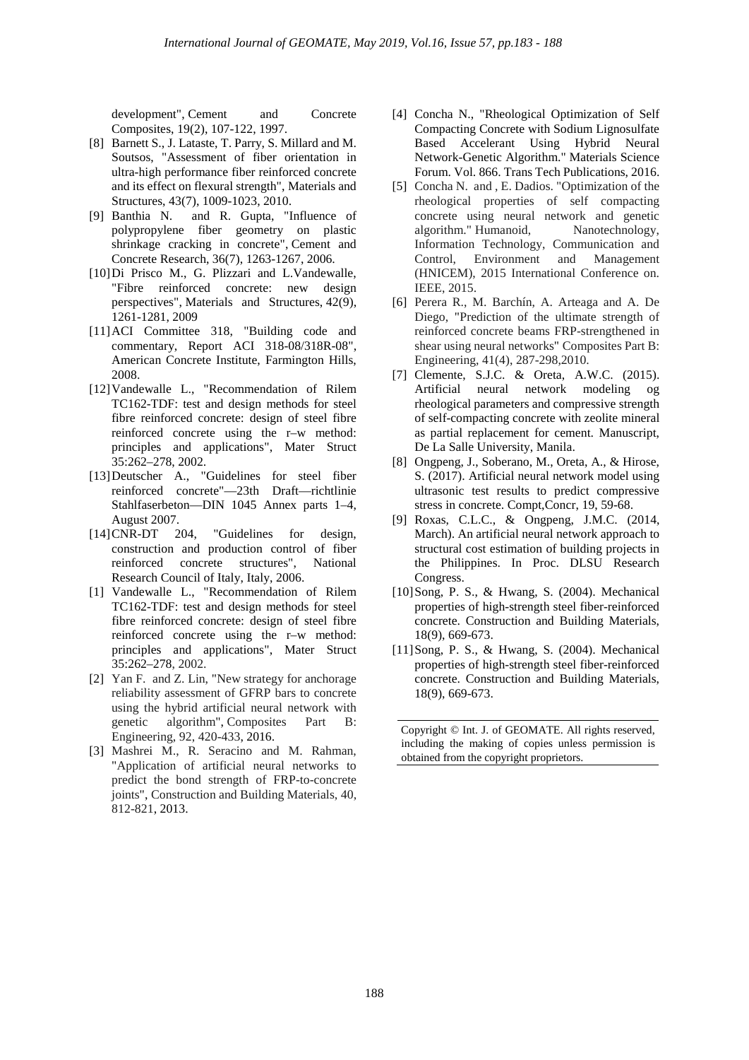development", Cement and Concrete Composites, 19(2), 107-122, 1997.

[8] Barnett S., J. Lataste, T. Parry, S. Millard and M. Soutsos, "Assessment of fiber orientation in ultra-high performance fiber reinforced concrete and its effect on flexural strength", Materials and Structures, 43(7), 1009-1023, 2010.

[9] Banthia N. and R. Gupta, "Influence of polypropylene fiber geometry on plastic shrinkage cracking in concrete", Cement and Concrete Research, 36(7), 1263-1267, 2006.

[10] Di Prisco M., G. Plizzari and L.Vandewalle, "Fibre reinforced concrete: new design perspectives", Materials and Structures, 42(9), 1261-1281, 2009

[11] ACI Committee 318, "Building code and commentary, Report ACI 318-08/318R-08", American Concrete Institute, Farmington Hills, 2008.

[12] Vandewalle L., "Recommendation of Rilem TC162-TDF: test and design methods for steel fibre reinforced concrete: design of steel fibre reinforced concrete using the r–w method: principles and applications", Mater Struct 35:262–278, 2002.

[13] Deutscher A., "Guidelines for steel fiber reinforced concrete"—23th Draft—richtlinie Stahlfaserbeton—DIN 1045 Annex parts 1–4, August 2007.

[14] CNR-DT 204, "Guidelines for design, construction and production control of fiber reinforced concrete structures", National Research Council of Italy, Italy, 2006.

[1] Vandewalle L., "Recommendation of Rilem TC162-TDF: test and design methods for steel fibre reinforced concrete: design of steel fibre reinforced concrete using the r–w method: principles and applications", Mater Struct 35:262–278, 2002.

[2] Yan F. and Z. Lin, "New strategy for anchorage reliability assessment of GFRP bars to concrete using the hybrid artificial neural network with genetic algorithm", Composites Part B: Engineering, 92, 420-433, 2016.

[3] Mashrei M., R. Seracino and M. Rahman, "Application of artificial neural networks to predict the bond strength of FRP-to-concrete joints", Construction and Building Materials, 40, 812-821, 2013.

[4] Concha N., "Rheological Optimization of Self Compacting Concrete with Sodium Lignosulfate Based Accelerant Using Hybrid Neural Network-Genetic Algorithm." Materials Science Forum. Vol. 866. Trans Tech Publications, 2016.

[5] Concha N. and , E. Dadios. "Optimization of the rheological properties of self compacting concrete using neural network and genetic algorithm." Humanoid, Nanotechnology, Information Technology, Communication and Control, Environment and Management (HNICEM), 2015 International Conference on. IEEE, 2015.

[6] Perera R., M. Barchín, A. Arteaga and A. De Diego, "Prediction of the ultimate strength of reinforced concrete beams FRP-strengthened in shear using neural networks" Composites Part B: Engineering, 41(4), 287-298,2010.

[7] Clemente, S.J.C. & Oreta, A.W.C. (2015). Artificial neural network modeling og rheological parameters and compressive strength of self-compacting concrete with zeolite mineral as partial replacement for cement. Manuscript, De La Salle University, Manila.

[8] Ongpeng, J., Soberano, M., Oreta, A., & Hirose, S. (2017). Artificial neural network model using ultrasonic test results to predict compressive stress in concrete. Compt,Concr, 19, 59-68.

[9] Roxas, C.L.C., & Ongpeng, J.M.C. (2014, March). An artificial neural network approach to structural cost estimation of building projects in the Philippines. In Proc. DLSU Research Congress.

[10] Song, P. S., & Hwang, S. (2004). Mechanical properties of high-strength steel fiber-reinforced concrete. Construction and Building Materials, 18(9), 669-673.

[11] Song, P. S., & Hwang, S. (2004). Mechanical properties of high-strength steel fiber-reinforced concrete. Construction and Building Materials, 18(9), 669-673.

---

Copyright © Int. J. of GEOMATE. All rights reserved, including the making of copies unless permission is obtained from the copyright proprietors.